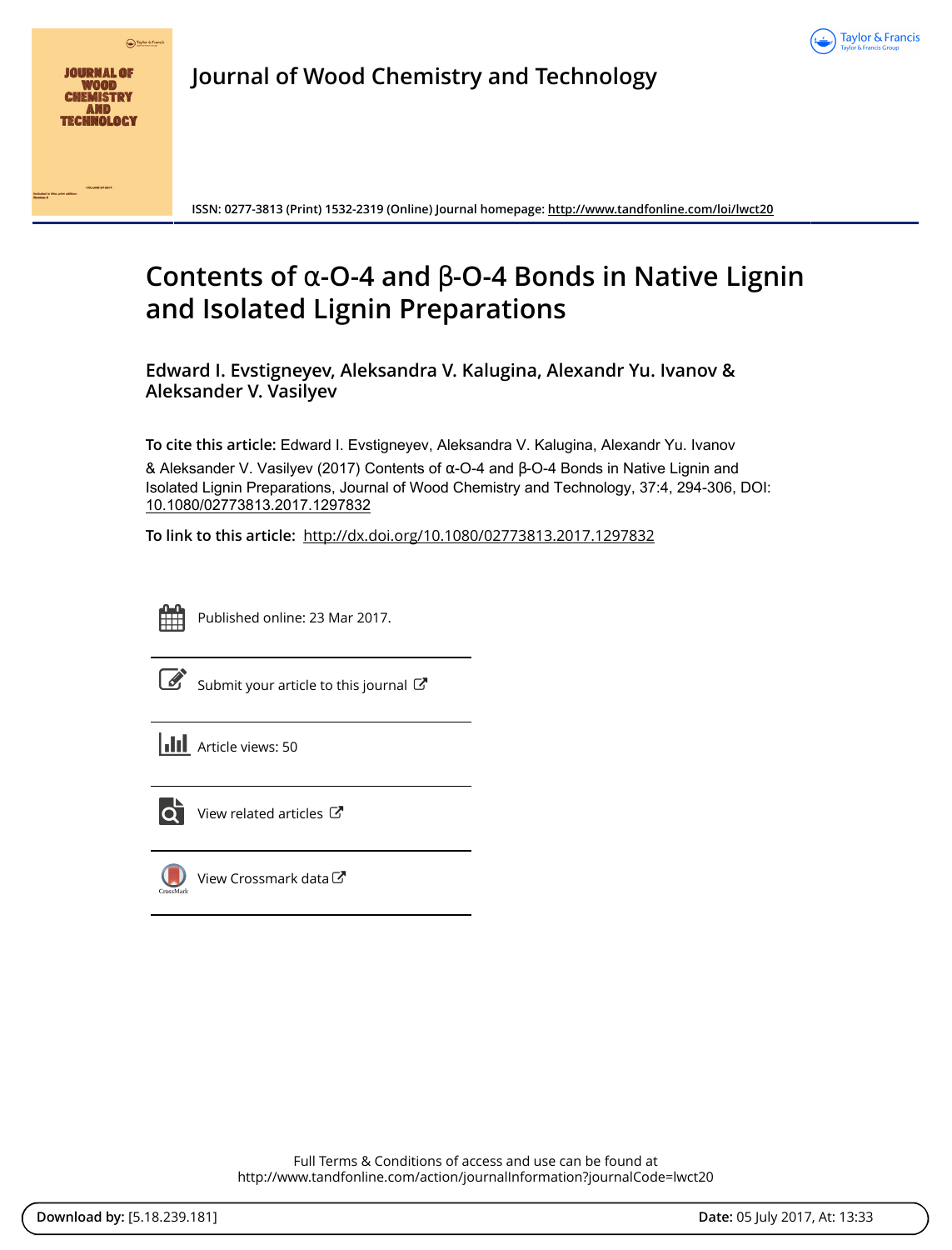# Journal of Wood Chemistry and Technology

ISSN: 0277-3813 (Print) 1532-2319 (Online) Journal homepage: http://www.tandfonline.com/loi/lwct20

# Contents of α-O-4 and β-O-4 Bonds in Native Lignin and Isolated Lignin Preparations

**Edward I. Evstigneyev, Aleksandra V. Kalugina, Alexandr Yu. Ivanov & Aleksander V. Vasilyev**

**To cite this article:** Edward I. Evstigneyev, Aleksandra V. Kalugina, Alexandr Yu. Ivanov & Aleksander V. Vasilyev (2017) Contents of α-O-4 and β-O-4 Bonds in Native Lignin and Isolated Lignin Preparations, Journal of Wood Chemistry and Technology, 37:4, 294-306, DOI: 10.1080/02773813.2017.1297832

**To link to this article:** http://dx.doi.org/10.1080/02773813.2017.1297832

Published online: 23 Mar 2017.

Submit your article to this journal

Article views: 50

View related articles

View Crossmark data

Full Terms & Conditions of access and use can be found at
http://www.tandfonline.com/action/journalInformation?journalCode=lwct20

**Download by:** [5.18.239.181] **Date:** 05 July 2017, At: 13:33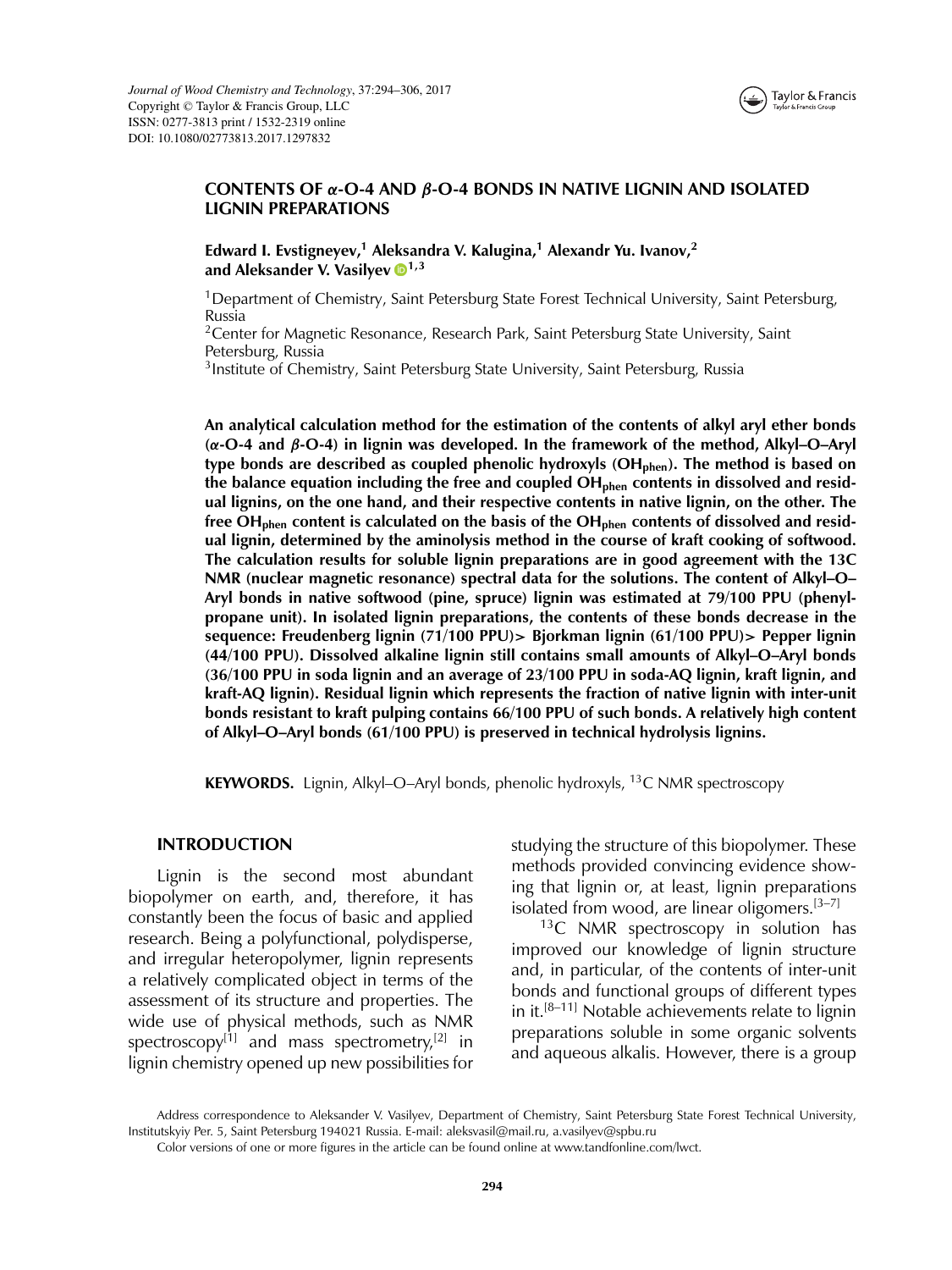# CONTENTS OF α-O-4 AND β-O-4 BONDS IN NATIVE LIGNIN AND ISOLATED LIGNIN PREPARATIONS

**Edward I. Evstigneyev,[1] Aleksandra V. Kalugina,[1] Alexandr Yu. Ivanov,[2] and Aleksander V. Vasilyev[1,3]**

[1]Department of Chemistry, Saint Petersburg State Forest Technical University, Saint Petersburg, Russia

[2]Center for Magnetic Resonance, Research Park, Saint Petersburg State University, Saint Petersburg, Russia

[3]Institute of Chemistry, Saint Petersburg State University, Saint Petersburg, Russia

**An analytical calculation method for the estimation of the contents of alkyl aryl ether bonds (α-O-4 and β-O-4) in lignin was developed. In the framework of the method, Alkyl–O–Aryl type bonds are described as coupled phenolic hydroxyls ($OH_{phen}$). The method is based on the balance equation including the free and coupled $OH_{phen}$ contents in dissolved and residual lignins, on the one hand, and their respective contents in native lignin, on the other. The free $OH_{phen}$ content is calculated on the basis of the $OH_{phen}$ contents of dissolved and residual lignin, determined by the aminolysis method in the course of kraft cooking of softwood. The calculation results for soluble lignin preparations are in good agreement with the 13C NMR (nuclear magnetic resonance) spectral data for the solutions. The content of Alkyl–O–Aryl bonds in native softwood (pine, spruce) lignin was estimated at 79/100 PPU (phenylpropane unit). In isolated lignin preparations, the contents of these bonds decrease in the sequence: Freudenberg lignin (71/100 PPU)> Bjorkman lignin (61/100 PPU)> Pepper lignin (44/100 PPU). Dissolved alkaline lignin still contains small amounts of Alkyl–O–Aryl bonds (36/100 PPU in soda lignin and an average of 23/100 PPU in soda-AQ lignin, kraft lignin, and kraft-AQ lignin). Residual lignin which represents the fraction of native lignin with inter-unit bonds resistant to kraft pulping contains 66/100 PPU of such bonds. A relatively high content of Alkyl–O–Aryl bonds (61/100 PPU) is preserved in technical hydrolysis lignins.**

**KEYWORDS.** Lignin, Alkyl–O–Aryl bonds, phenolic hydroxyls, $^{13}C$ NMR spectroscopy

## INTRODUCTION

Lignin is the second most abundant biopolymer on earth, and, therefore, it has constantly been the focus of basic and applied research. Being a polyfunctional, polydisperse, and irregular heteropolymer, lignin represents a relatively complicated object in terms of the assessment of its structure and properties. The wide use of physical methods, such as NMR spectroscopy[1] and mass spectrometry,[2] in lignin chemistry opened up new possibilities for studying the structure of this biopolymer. These methods provided convincing evidence showing that lignin or, at least, lignin preparations isolated from wood, are linear oligomers.[3–7]

$^{13}C$ NMR spectroscopy in solution has improved our knowledge of lignin structure and, in particular, of the contents of inter-unit bonds and functional groups of different types in it.[8–11] Notable achievements relate to lignin preparations soluble in some organic solvents and aqueous alkalis. However, there is a group

Address correspondence to Aleksander V. Vasilyev, Department of Chemistry, Saint Petersburg State Forest Technical University, Institutskiyi Per. 5, Saint Petersburg 194021 Russia. E-mail: aleksvasil@mail.ru, a.vasilyev@spbu.ru

Color versions of one or more figures in the article can be found online at www.tandfonline.com/lwct.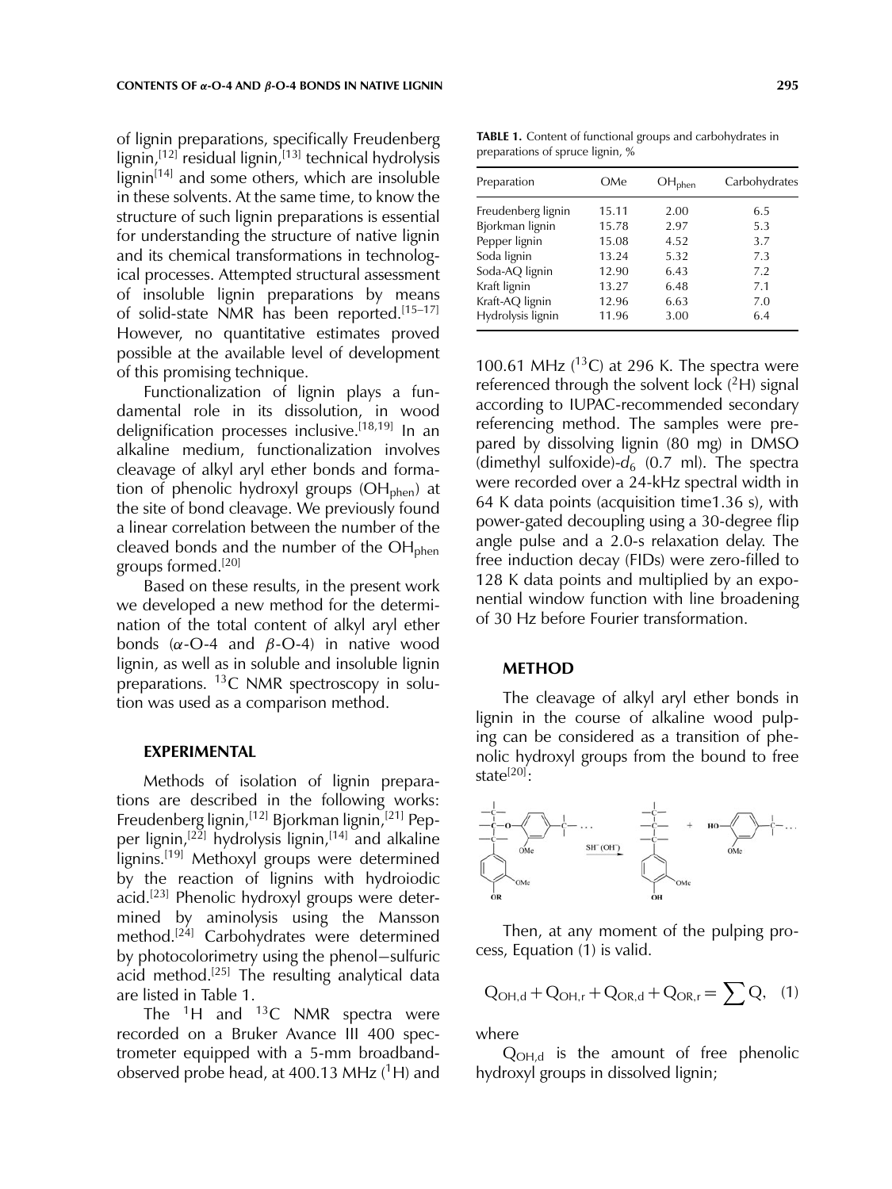of lignin preparations, specifically Freudenberg lignin,[12] residual lignin,[13] technical hydrolysis lignin[14] and some others, which are insoluble in these solvents. At the same time, to know the structure of such lignin preparations is essential for understanding the structure of native lignin and its chemical transformations in technological processes. Attempted structural assessment of insoluble lignin preparations by means of solid-state NMR has been reported.[15–17] However, no quantitative estimates proved possible at the available level of development of this promising technique.

Functionalization of lignin plays a fundamental role in its dissolution, in wood delignification processes inclusive.[18,19] In an alkaline medium, functionalization involves cleavage of alkyl aryl ether bonds and formation of phenolic hydroxyl groups ($OH_{phen}$) at the site of bond cleavage. We previously found a linear correlation between the number of the cleaved bonds and the number of the $OH_{phen}$ groups formed.[20]

Based on these results, in the present work we developed a new method for the determination of the total content of alkyl aryl ether bonds ($\alpha$-O-4 and $\beta$-O-4) in native wood lignin, as well as in soluble and insoluble lignin preparations. $^{13}$C NMR spectroscopy in solution was used as a comparison method.

## EXPERIMENTAL

Methods of isolation of lignin preparations are described in the following works: Freudenberg lignin,[12] Bjorkman lignin,[21] Pepper lignin,[22] hydrolysis lignin,[14] and alkaline lignins.[19] Methoxyl groups were determined by the reaction of lignins with hydroiodic acid.[23] Phenolic hydroxyl groups were determined by aminolysis using the Mansson method.[24] Carbohydrates were determined by photocolorimetry using the phenol−sulfuric acid method.[25] The resulting analytical data are listed in Table 1.

**TABLE 1.** Content of functional groups and carbohydrates in preparations of spruce lignin, %

| Preparation | OMe | $OH_{phen}$ | Carbohydrates |
|---|---|---|---|
| Freudenberg lignin | 15.11 | 2.00 | 6.5 |
| Bjorkman lignin | 15.78 | 2.97 | 5.3 |
| Pepper lignin | 15.08 | 4.52 | 3.7 |
| Soda lignin | 13.24 | 5.32 | 7.3 |
| Soda-AQ lignin | 12.90 | 6.43 | 7.2 |
| Kraft lignin | 13.27 | 6.48 | 7.1 |
| Kraft-AQ lignin | 12.96 | 6.63 | 7.0 |
| Hydrolysis lignin | 11.96 | 3.00 | 6.4 |

The $^{1}$H and $^{13}$C NMR spectra were recorded on a Bruker Avance III 400 spectrometer equipped with a 5-mm broadband-observed probe head, at 400.13 MHz ($^{1}$H) and 100.61 MHz ($^{13}$C) at 296 K. The spectra were referenced through the solvent lock ($^{2}$H) signal according to IUPAC-recommended secondary referencing method. The samples were prepared by dissolving lignin (80 mg) in DMSO (dimethyl sulfoxide)-$d_6$ (0.7 ml). The spectra were recorded over a 24-kHz spectral width in 64 K data points (acquisition time1.36 s), with power-gated decoupling using a 30-degree flip angle pulse and a 2.0-s relaxation delay. The free induction decay (FIDs) were zero-filled to 128 K data points and multiplied by an exponential window function with line broadening of 30 Hz before Fourier transformation.

## METHOD

The cleavage of alkyl aryl ether bonds in lignin in the course of alkaline wood pulping can be considered as a transition of phenolic hydroxyl groups from the bound to free state[20]:

Then, at any moment of the pulping process, Equation (1) is valid.

$$Q_{OH,d} + Q_{OH,r} + Q_{OR,d} + Q_{OR,r} = \sum Q, \quad (1)$$

where

$Q_{OH,d}$ is the amount of free phenolic hydroxyl groups in dissolved lignin;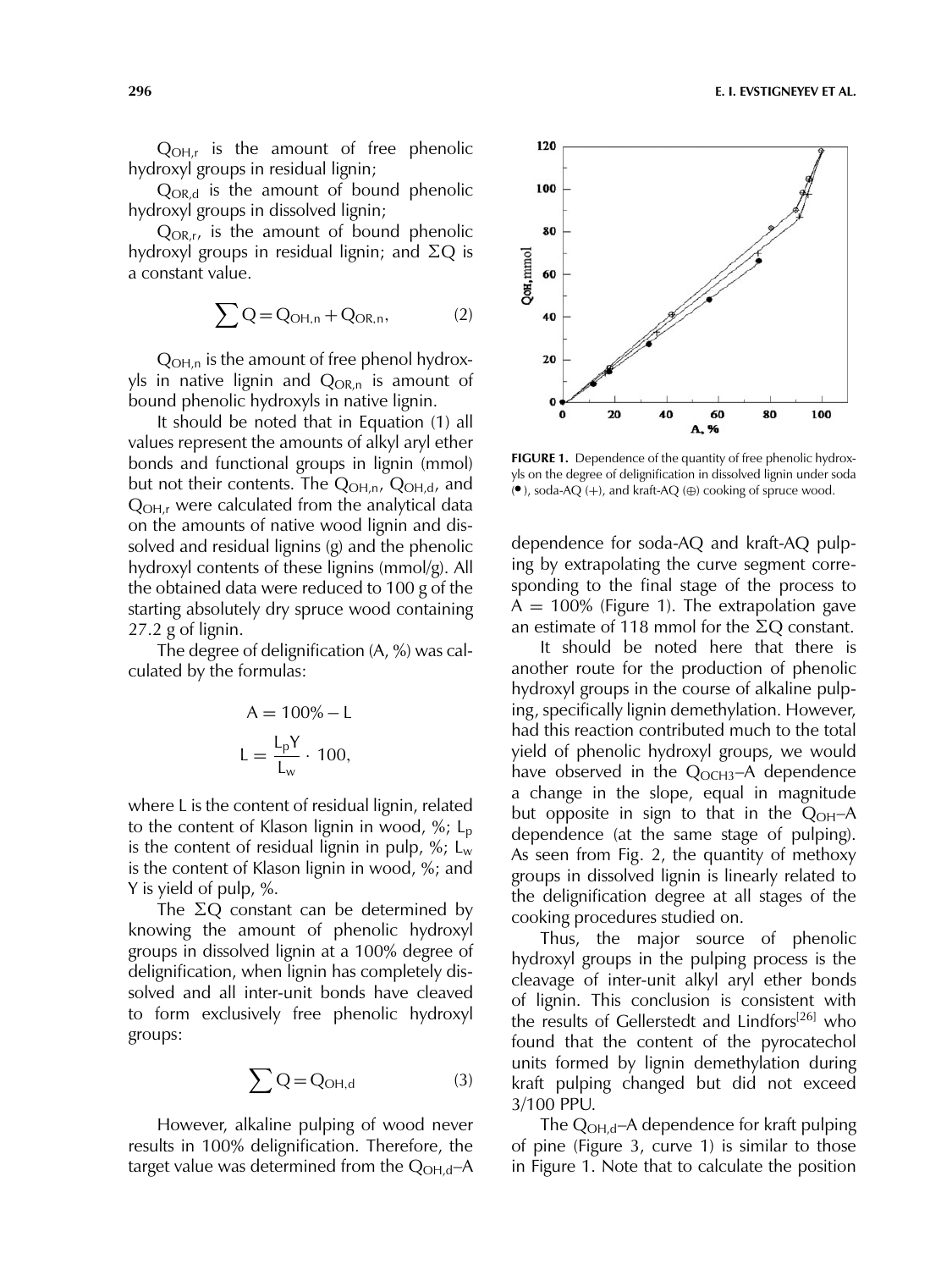$Q_{OH,r}$ is the amount of free phenolic hydroxyl groups in residual lignin;

$Q_{OR,d}$ is the amount of bound phenolic hydroxyl groups in dissolved lignin;

$Q_{OR,r}$, is the amount of bound phenolic hydroxyl groups in residual lignin; and $\Sigma Q$ is a constant value.

$$\sum Q = Q_{OH,n} + Q_{OR,n}, \tag{2}$$

$Q_{OH,n}$ is the amount of free phenol hydroxyls in native lignin and $Q_{OR,n}$ is amount of bound phenolic hydroxyls in native lignin.

It should be noted that in Equation (1) all values represent the amounts of alkyl aryl ether bonds and functional groups in lignin (mmol) but not their contents. The $Q_{OH,n}$, $Q_{OH,d}$, and $Q_{OH,r}$ were calculated from the analytical data on the amounts of native wood lignin and dissolved and residual lignins (g) and the phenolic hydroxyl contents of these lignins (mmol/g). All the obtained data were reduced to 100 g of the starting absolutely dry spruce wood containing 27.2 g of lignin.

The degree of delignification (A, %) was calculated by the formulas:

$$A = 100\% - L$$

$$L = \frac{L_p Y}{L_w} \cdot 100,$$

where L is the content of residual lignin, related to the content of Klason lignin in wood, %; $L_p$ is the content of residual lignin in pulp, %; $L_w$ is the content of Klason lignin in wood, %; and Y is yield of pulp, %.

The $\Sigma Q$ constant can be determined by knowing the amount of phenolic hydroxyl groups in dissolved lignin at a 100% degree of delignification, when lignin has completely dissolved and all inter-unit bonds have cleaved to form exclusively free phenolic hydroxyl groups:

$$\sum Q = Q_{OH,d} \tag{3}$$

However, alkaline pulping of wood never results in 100% delignification. Therefore, the target value was determined from the $Q_{OH,d}$–A dependence for soda-AQ and kraft-AQ pulping by extrapolating the curve segment corresponding to the final stage of the process to A = 100% (Figure 1). The extrapolation gave an estimate of 118 mmol for the $\Sigma Q$ constant.

FIGURE 1. Dependence of the quantity of free phenolic hydroxyls on the degree of delignification in dissolved lignin under soda (●), soda-AQ (+), and kraft-AQ (⊕) cooking of spruce wood.

It should be noted here that there is another route for the production of phenolic hydroxyl groups in the course of alkaline pulping, specifically lignin demethylation. However, had this reaction contributed much to the total yield of phenolic hydroxyl groups, we would have observed in the $Q_{OCH3}$–A dependence a change in the slope, equal in magnitude but opposite in sign to that in the $Q_{OH}$–A dependence (at the same stage of pulping). As seen from Fig. 2, the quantity of methoxy groups in dissolved lignin is linearly related to the delignification degree at all stages of the cooking procedures studied on.

Thus, the major source of phenolic hydroxyl groups in the pulping process is the cleavage of inter-unit alkyl aryl ether bonds of lignin. This conclusion is consistent with the results of Gellerstedt and Lindfors[26] who found that the content of the pyrocatechol units formed by lignin demethylation during kraft pulping changed but did not exceed 3/100 PPU.

The $Q_{OH,d}$–A dependence for kraft pulping of pine (Figure 3, curve 1) is similar to those in Figure 1. Note that to calculate the position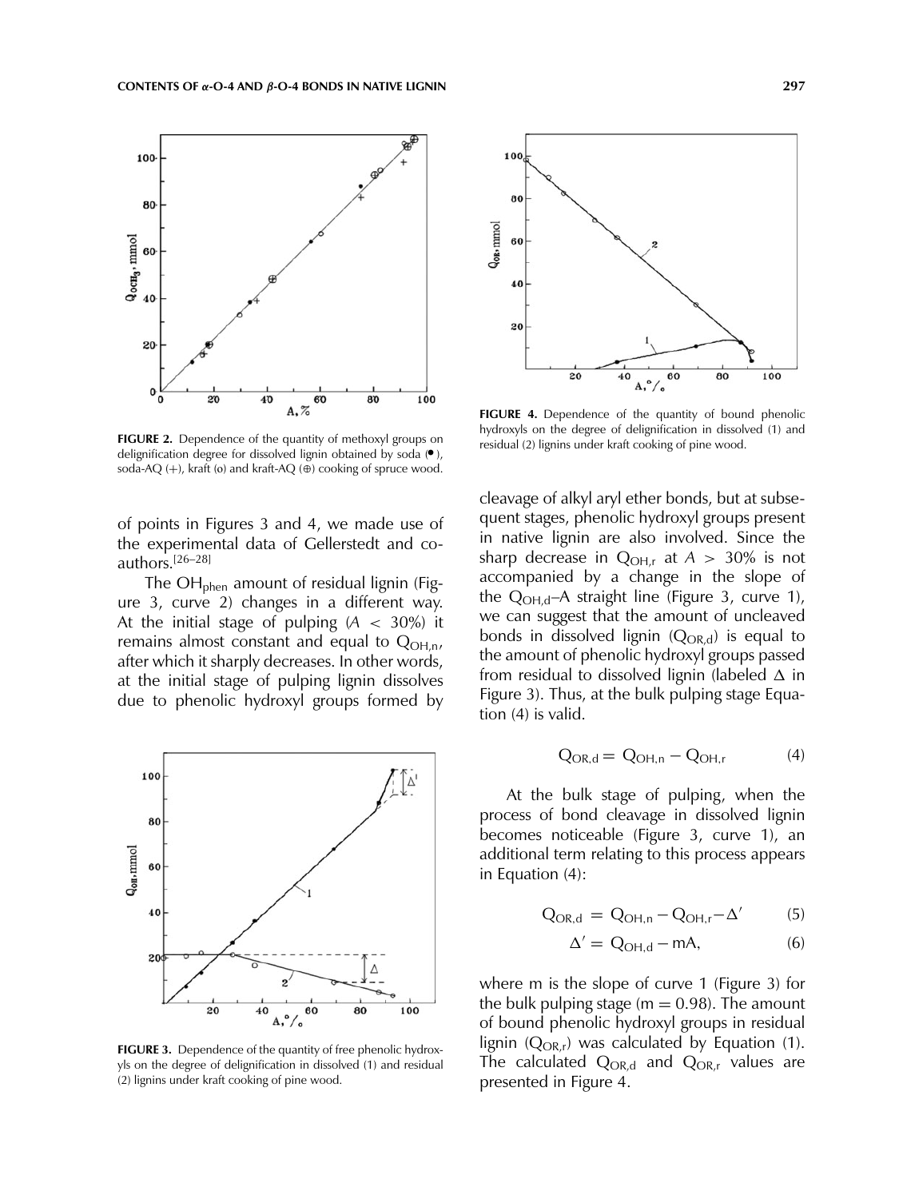FIGURE 2. Dependence of the quantity of methoxyl groups on delignification degree for dissolved lignin obtained by soda (●), soda-AQ (+), kraft (o) and kraft-AQ (⊕) cooking of spruce wood.

FIGURE 4. Dependence of the quantity of bound phenolic hydroxyls on the degree of delignification in dissolved (1) and residual (2) lignins under kraft cooking of pine wood.

of points in Figures 3 and 4, we made use of the experimental data of Gellerstedt and coauthors.[26–28]

The $OH_{phen}$ amount of residual lignin (Figure 3, curve 2) changes in a different way. At the initial stage of pulping ($A < 30\%$) it remains almost constant and equal to $Q_{OH,n}$, after which it sharply decreases. In other words, at the initial stage of pulping lignin dissolves due to phenolic hydroxyl groups formed by cleavage of alkyl aryl ether bonds, but at subsequent stages, phenolic hydroxyl groups present in native lignin are also involved. Since the sharp decrease in $Q_{OH,r}$ at $A > 30\%$ is not accompanied by a change in the slope of the $Q_{OH,d}$–A straight line (Figure 3, curve 1), we can suggest that the amount of uncleaved bonds in dissolved lignin ($Q_{OR,d}$) is equal to the amount of phenolic hydroxyl groups passed from residual to dissolved lignin (labeled $\Delta$ in Figure 3). Thus, at the bulk pulping stage Equation (4) is valid.

FIGURE 3. Dependence of the quantity of free phenolic hydroxyls on the degree of delignification in dissolved (1) and residual (2) lignins under kraft cooking of pine wood.

$$Q_{OR,d} = Q_{OH,n} - Q_{OH,r} \tag{4}$$

At the bulk stage of pulping, when the process of bond cleavage in dissolved lignin becomes noticeable (Figure 3, curve 1), an additional term relating to this process appears in Equation (4):

$$Q_{OR,d} = Q_{OH,n} - Q_{OH,r} - \Delta' \tag{5}$$

$$\Delta' = Q_{OH,d} - mA, \tag{6}$$

where m is the slope of curve 1 (Figure 3) for the bulk pulping stage ($m = 0.98$). The amount of bound phenolic hydroxyl groups in residual lignin ($Q_{OR,r}$) was calculated by Equation (1). The calculated $Q_{OR,d}$ and $Q_{OR,r}$ values are presented in Figure 4.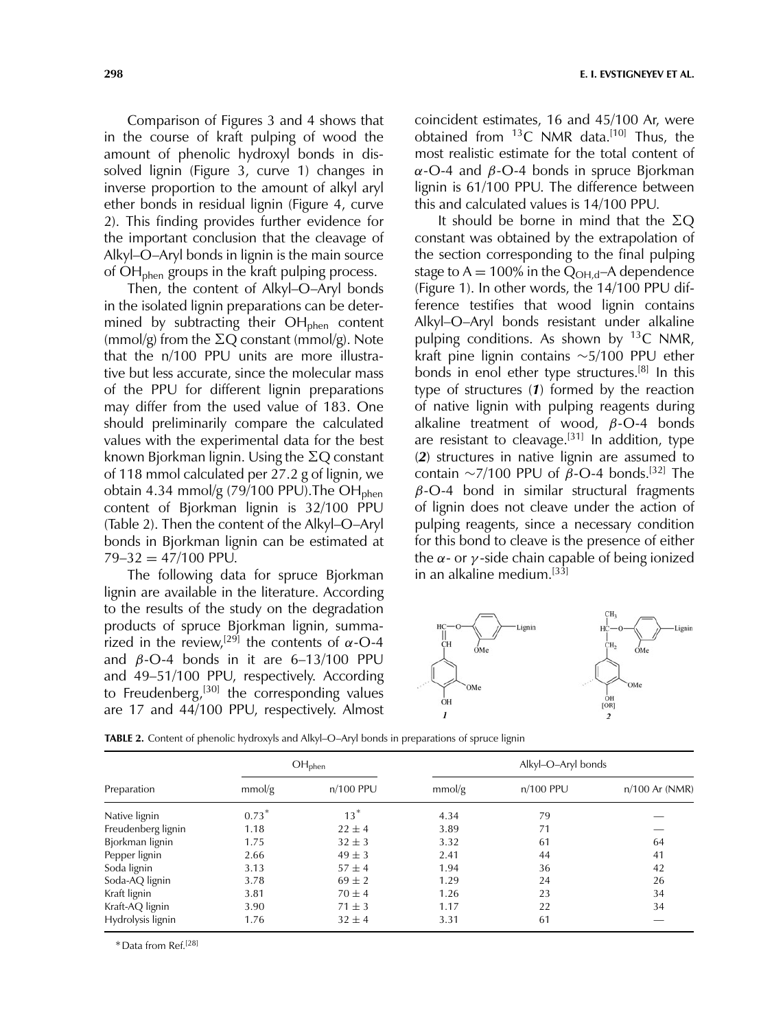Comparison of Figures 3 and 4 shows that in the course of kraft pulping of wood the amount of phenolic hydroxyl bonds in dissolved lignin (Figure 3, curve 1) changes in inverse proportion to the amount of alkyl aryl ether bonds in residual lignin (Figure 4, curve 2). This finding provides further evidence for the important conclusion that the cleavage of Alkyl–O–Aryl bonds in lignin is the main source of $OH_{phen}$ groups in the kraft pulping process.

Then, the content of Alkyl–O–Aryl bonds in the isolated lignin preparations can be determined by subtracting their $OH_{phen}$ content (mmol/g) from the $\Sigma Q$ constant (mmol/g). Note that the n/100 PPU units are more illustrative but less accurate, since the molecular mass of the PPU for different lignin preparations may differ from the used value of 183. One should preliminarily compare the calculated values with the experimental data for the best known Bjorkman lignin. Using the $\Sigma Q$ constant of 118 mmol calculated per 27.2 g of lignin, we obtain 4.34 mmol/g (79/100 PPU).The $OH_{phen}$ content of Bjorkman lignin is 32/100 PPU (Table 2). Then the content of the Alkyl–O–Aryl bonds in Bjorkman lignin can be estimated at 79–32 = 47/100 PPU.

The following data for spruce Bjorkman lignin are available in the literature. According to the results of the study on the degradation products of spruce Bjorkman lignin, summarized in the review,[29] the contents of $\alpha$-O-4 and $\beta$-O-4 bonds in it are 6–13/100 PPU and 49–51/100 PPU, respectively. According to Freudenberg,[30] the corresponding values are 17 and 44/100 PPU, respectively. Almost coincident estimates, 16 and 45/100 Ar, were obtained from $^{13}C$ NMR data.[10] Thus, the most realistic estimate for the total content of $\alpha$-O-4 and $\beta$-O-4 bonds in spruce Bjorkman lignin is 61/100 PPU. The difference between this and calculated values is 14/100 PPU.

It should be borne in mind that the $\Sigma Q$ constant was obtained by the extrapolation of the section corresponding to the final pulping stage to A = 100% in the $Q_{OH,d}$–A dependence (Figure 1). In other words, the 14/100 PPU difference testifies that wood lignin contains Alkyl–O–Aryl bonds resistant under alkaline pulping conditions. As shown by $^{13}C$ NMR, kraft pine lignin contains ~5/100 PPU ether bonds in enol ether type structures.[8] In this type of structures (***1***) formed by the reaction of native lignin with pulping reagents during alkaline treatment of wood, $\beta$-O-4 bonds are resistant to cleavage.[31] In addition, type (***2***) structures in native lignin are assumed to contain ~7/100 PPU of $\beta$-O-4 bonds.[32] The $\beta$-O-4 bond in similar structural fragments of lignin does not cleave under the action of pulping reagents, since a necessary condition for this bond to cleave is the presence of either the $\alpha$- or $\gamma$-side chain capable of being ionized in an alkaline medium.[33]

**TABLE 2.** Content of phenolic hydroxyls and Alkyl–O–Aryl bonds in preparations of spruce lignin

| Preparation | $OH_{phen}$ | | Alkyl–O–Aryl bonds | | |
|---|---|---|---|---|---|
| | mmol/g | n/100 PPU | mmol/g | n/100 PPU | n/100 Ar (NMR) |
| Native lignin | 0.73* | 13* | 4.34 | 79 | — |
| Freudenberg lignin | 1.18 | 22 ± 4 | 3.89 | 71 | — |
| Bjorkman lignin | 1.75 | 32 ± 3 | 3.32 | 61 | 64 |
| Pepper lignin | 2.66 | 49 ± 3 | 2.41 | 44 | 41 |
| Soda lignin | 3.13 | 57 ± 4 | 1.94 | 36 | 42 |
| Soda-AQ lignin | 3.78 | 69 ± 2 | 1.29 | 24 | 26 |
| Kraft lignin | 3.81 | 70 ± 4 | 1.26 | 23 | 34 |
| Kraft-AQ lignin | 3.90 | 71 ± 3 | 1.17 | 22 | 34 |
| Hydrolysis lignin | 1.76 | 32 ± 4 | 3.31 | 61 | — |

*Data from Ref.[28]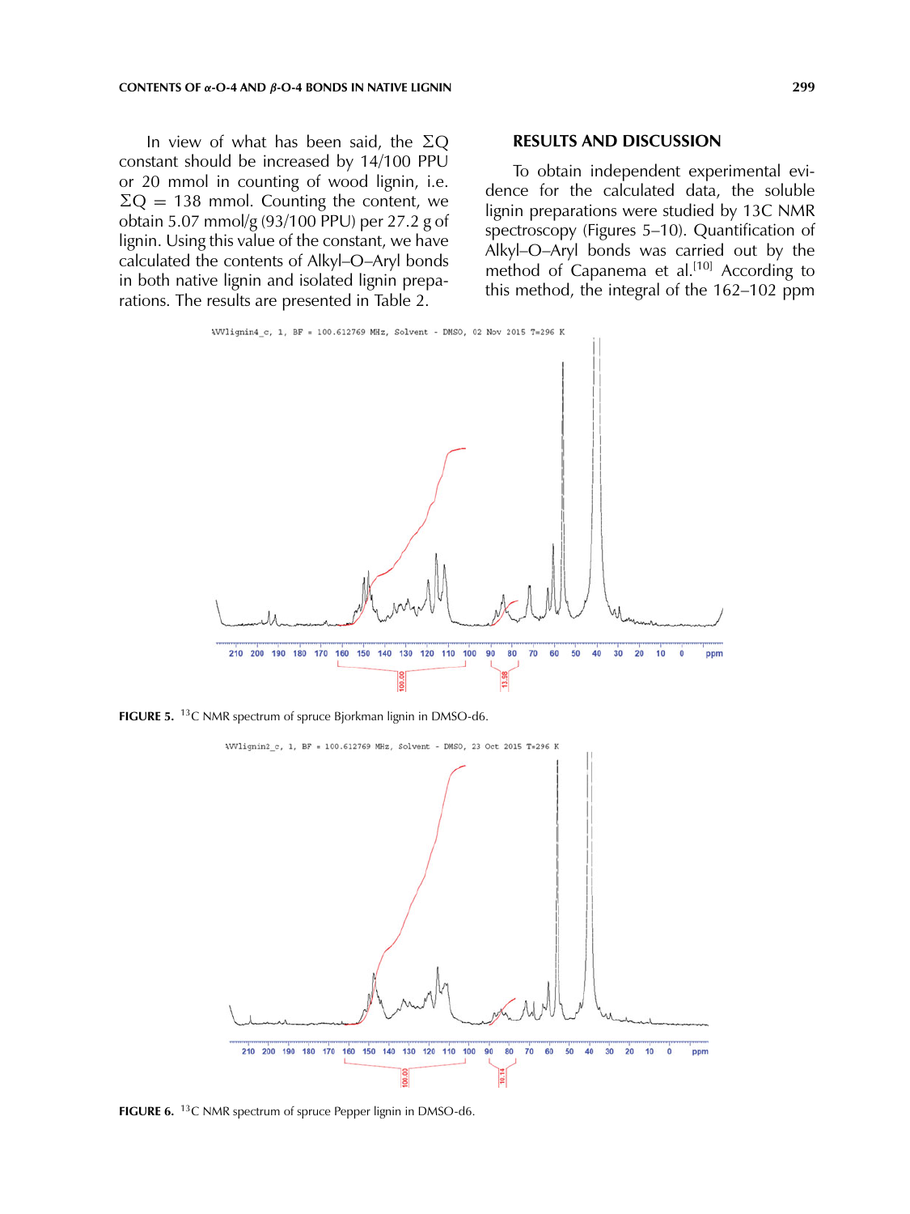In view of what has been said, the $\Sigma Q$ constant should be increased by 14/100 PPU or 20 mmol in counting of wood lignin, i.e. $\Sigma Q = 138$ mmol. Counting the content, we obtain 5.07 mmol/g (93/100 PPU) per 27.2 g of lignin. Using this value of the constant, we have calculated the contents of Alkyl–O–Aryl bonds in both native lignin and isolated lignin preparations. The results are presented in Table 2.

## RESULTS AND DISCUSSION

To obtain independent experimental evidence for the calculated data, the soluble lignin preparations were studied by 13C NMR spectroscopy (Figures 5–10). Quantification of Alkyl–O–Aryl bonds was carried out by the method of Capanema et al.[10] According to this method, the integral of the 162–102 ppm

**FIGURE 5.** $^{13}$C NMR spectrum of spruce Bjorkman lignin in DMSO-d6.

**FIGURE 6.** $^{13}$C NMR spectrum of spruce Pepper lignin in DMSO-d6.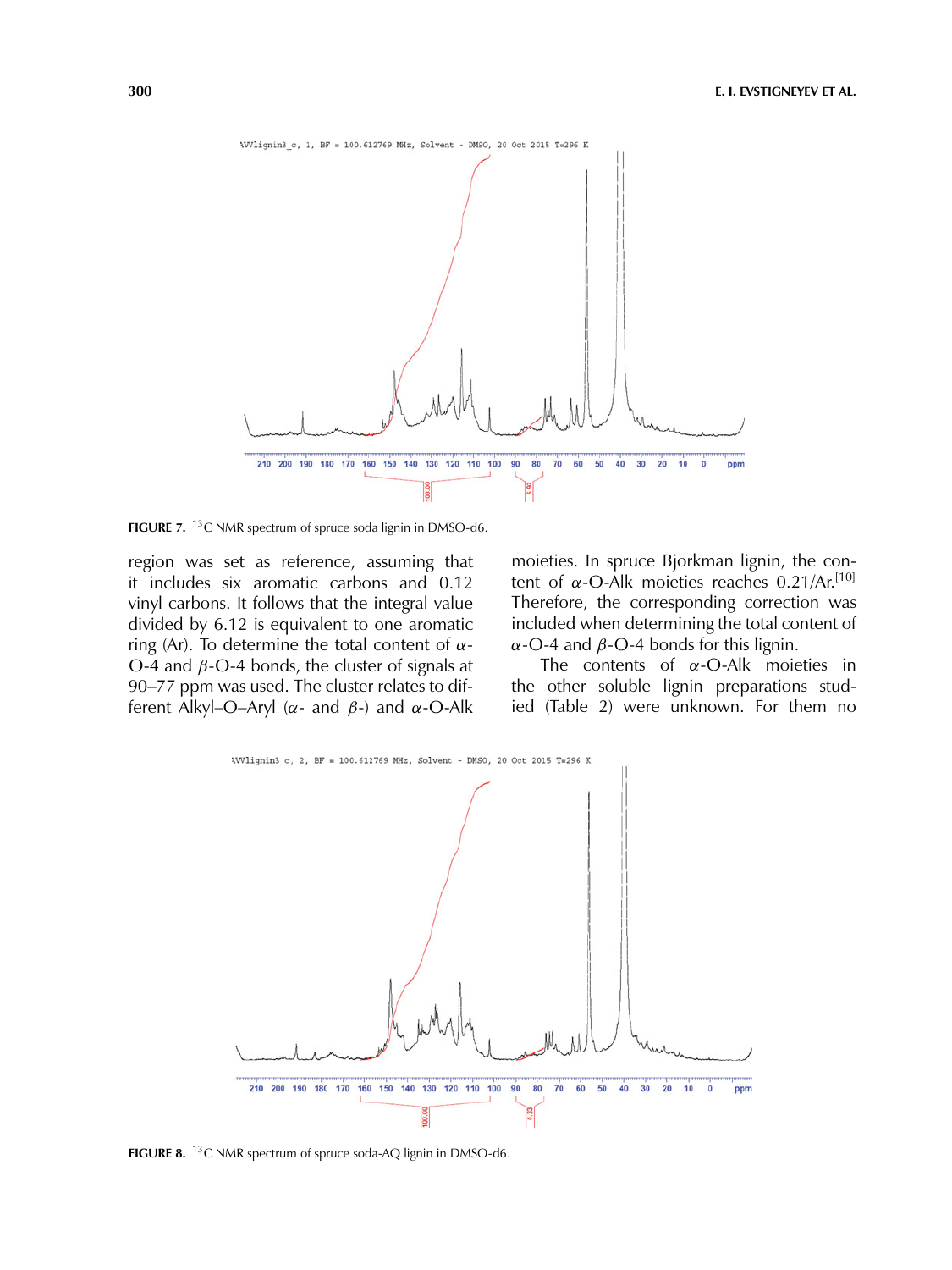FIGURE 7. $^{13}$C NMR spectrum of spruce soda lignin in DMSO-d6.

region was set as reference, assuming that it includes six aromatic carbons and 0.12 vinyl carbons. It follows that the integral value divided by 6.12 is equivalent to one aromatic ring (Ar). To determine the total content of $\alpha$-O-4 and $\beta$-O-4 bonds, the cluster of signals at 90–77 ppm was used. The cluster relates to different Alkyl–O–Aryl ($\alpha$- and $\beta$-) and $\alpha$-O-Alk moieties. In spruce Bjorkman lignin, the content of $\alpha$-O-Alk moieties reaches 0.21/Ar.[10] Therefore, the corresponding correction was included when determining the total content of $\alpha$-O-4 and $\beta$-O-4 bonds for this lignin.

The contents of $\alpha$-O-Alk moieties in the other soluble lignin preparations studied (Table 2) were unknown. For them no

FIGURE 8. $^{13}$C NMR spectrum of spruce soda-AQ lignin in DMSO-d6.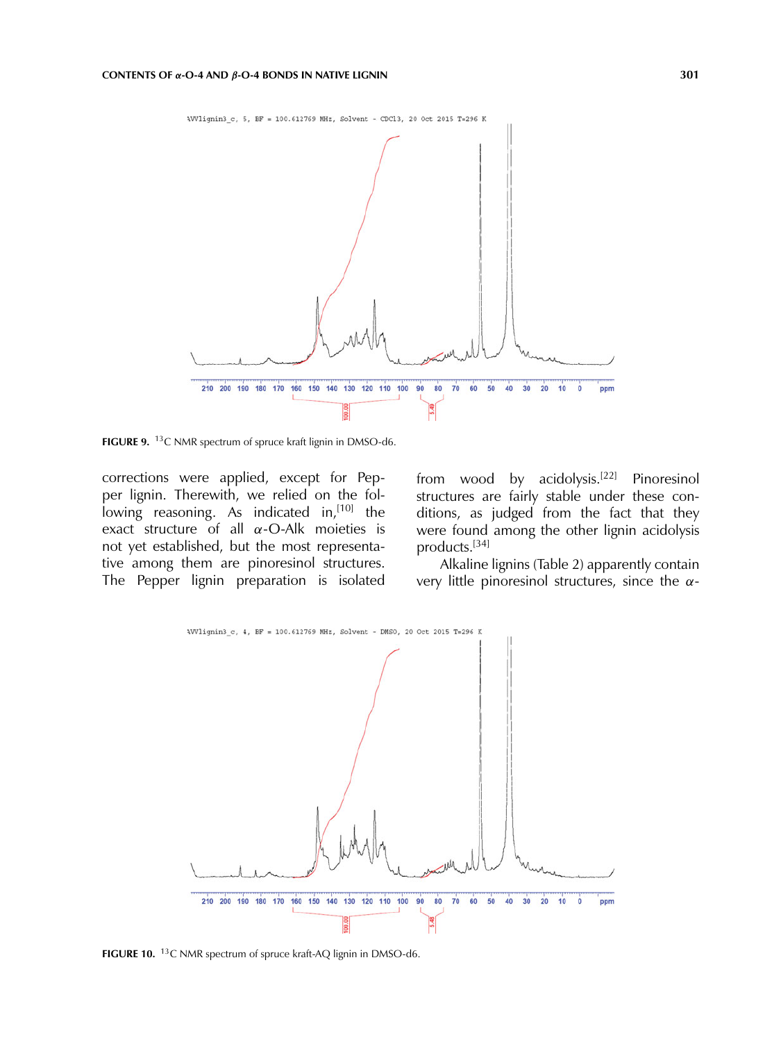**FIGURE 9.** $^{13}C$ NMR spectrum of spruce kraft lignin in DMSO-d6.

corrections were applied, except for Pepper lignin. Therewith, we relied on the following reasoning. As indicated in,[10] the exact structure of all $\alpha$-O-Alk moieties is not yet established, but the most representative among them are pinoresinol structures. The Pepper lignin preparation is isolated from wood by acidolysis.[22] Pinoresinol structures are fairly stable under these conditions, as judged from the fact that they were found among the other lignin acidolysis products.[34]

Alkaline lignins (Table 2) apparently contain very little pinoresinol structures, since the $\alpha$-

**FIGURE 10.** $^{13}C$ NMR spectrum of spruce kraft-AQ lignin in DMSO-d6.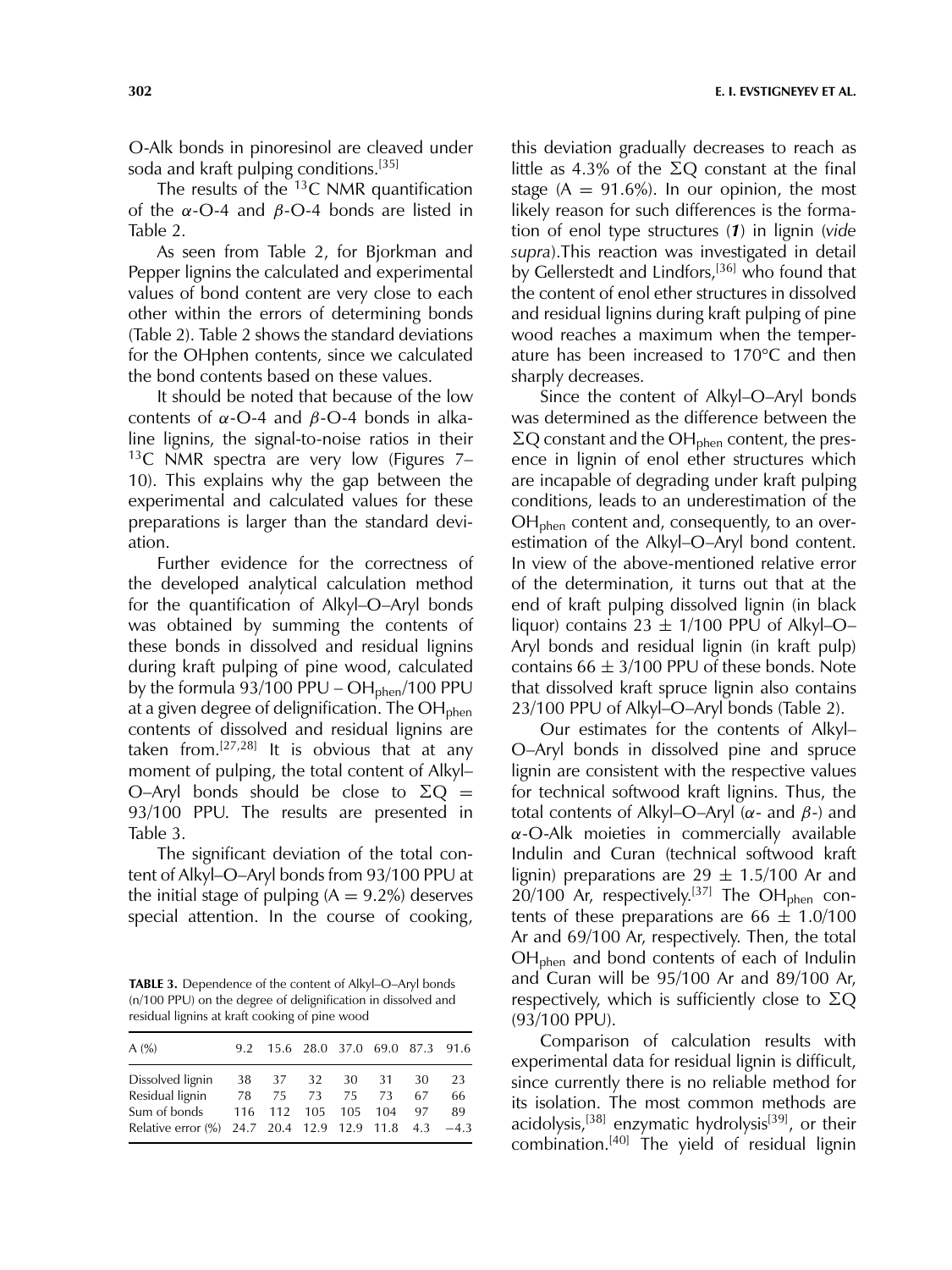O-Alk bonds in pinoresinol are cleaved under soda and kraft pulping conditions.[35]

The results of the $^{13}$C NMR quantification of the $\alpha$-O-4 and $\beta$-O-4 bonds are listed in Table 2.

As seen from Table 2, for Bjorkman and Pepper lignins the calculated and experimental values of bond content are very close to each other within the errors of determining bonds (Table 2). Table 2 shows the standard deviations for the OHphen contents, since we calculated the bond contents based on these values.

It should be noted that because of the low contents of $\alpha$-O-4 and $\beta$-O-4 bonds in alkaline lignins, the signal-to-noise ratios in their $^{13}$C NMR spectra are very low (Figures 7–10). This explains why the gap between the experimental and calculated values for these preparations is larger than the standard deviation.

Further evidence for the correctness of the developed analytical calculation method for the quantification of Alkyl–O–Aryl bonds was obtained by summing the contents of these bonds in dissolved and residual lignins during kraft pulping of pine wood, calculated by the formula 93/100 PPU – $OH_{phen}$/100 PPU at a given degree of delignification. The $OH_{phen}$ contents of dissolved and residual lignins are taken from.[27,28] It is obvious that at any moment of pulping, the total content of Alkyl–O–Aryl bonds should be close to $\Sigma Q$ = 93/100 PPU. The results are presented in Table 3.

The significant deviation of the total content of Alkyl–O–Aryl bonds from 93/100 PPU at the initial stage of pulping (A = 9.2%) deserves special attention. In the course of cooking, this deviation gradually decreases to reach as little as 4.3% of the $\Sigma Q$ constant at the final stage (A = 91.6%). In our opinion, the most likely reason for such differences is the formation of enol type structures (***1***) in lignin (*vide supra*).This reaction was investigated in detail by Gellerstedt and Lindfors,[36] who found that the content of enol ether structures in dissolved and residual lignins during kraft pulping of pine wood reaches a maximum when the temperature has been increased to 170°C and then sharply decreases.

Since the content of Alkyl–O–Aryl bonds was determined as the difference between the $\Sigma Q$ constant and the $OH_{phen}$ content, the presence in lignin of enol ether structures which are incapable of degrading under kraft pulping conditions, leads to an underestimation of the $OH_{phen}$ content and, consequently, to an overestimation of the Alkyl–O–Aryl bond content. In view of the above-mentioned relative error of the determination, it turns out that at the end of kraft pulping dissolved lignin (in black liquor) contains 23 ± 1/100 PPU of Alkyl–O–Aryl bonds and residual lignin (in kraft pulp) contains 66 ± 3/100 PPU of these bonds. Note that dissolved kraft spruce lignin also contains 23/100 PPU of Alkyl–O–Aryl bonds (Table 2).

Our estimates for the contents of Alkyl–O–Aryl bonds in dissolved pine and spruce lignin are consistent with the respective values for technical softwood kraft lignins. Thus, the total contents of Alkyl–O–Aryl ($\alpha$- and $\beta$-) and $\alpha$-O-Alk moieties in commercially available Indulin and Curan (technical softwood kraft lignin) preparations are 29 ± 1.5/100 Ar and 20/100 Ar, respectively.[37] The $OH_{phen}$ contents of these preparations are 66 ± 1.0/100 Ar and 69/100 Ar, respectively. Then, the total $OH_{phen}$ and bond contents of each of Indulin and Curan will be 95/100 Ar and 89/100 Ar, respectively, which is sufficiently close to $\Sigma Q$ (93/100 PPU).

Comparison of calculation results with experimental data for residual lignin is difficult, since currently there is no reliable method for its isolation. The most common methods are acidolysis,[38] enzymatic hydrolysis[39], or their combination.[40] The yield of residual lignin

**TABLE 3.** Dependence of the content of Alkyl–O–Aryl bonds (n/100 PPU) on the degree of delignification in dissolved and residual lignins at kraft cooking of pine wood

| A (%) | 9.2 | 15.6 | 28.0 | 37.0 | 69.0 | 87.3 | 91.6 |
|---|---|---|---|---|---|---|---|
| Dissolved lignin | 38 | 37 | 32 | 30 | 31 | 30 | 23 |
| Residual lignin | 78 | 75 | 73 | 75 | 73 | 67 | 66 |
| Sum of bonds | 116 | 112 | 105 | 105 | 104 | 97 | 89 |
| Relative error (%) | 24.7 | 20.4 | 12.9 | 12.9 | 11.8 | 4.3 | −4.3 |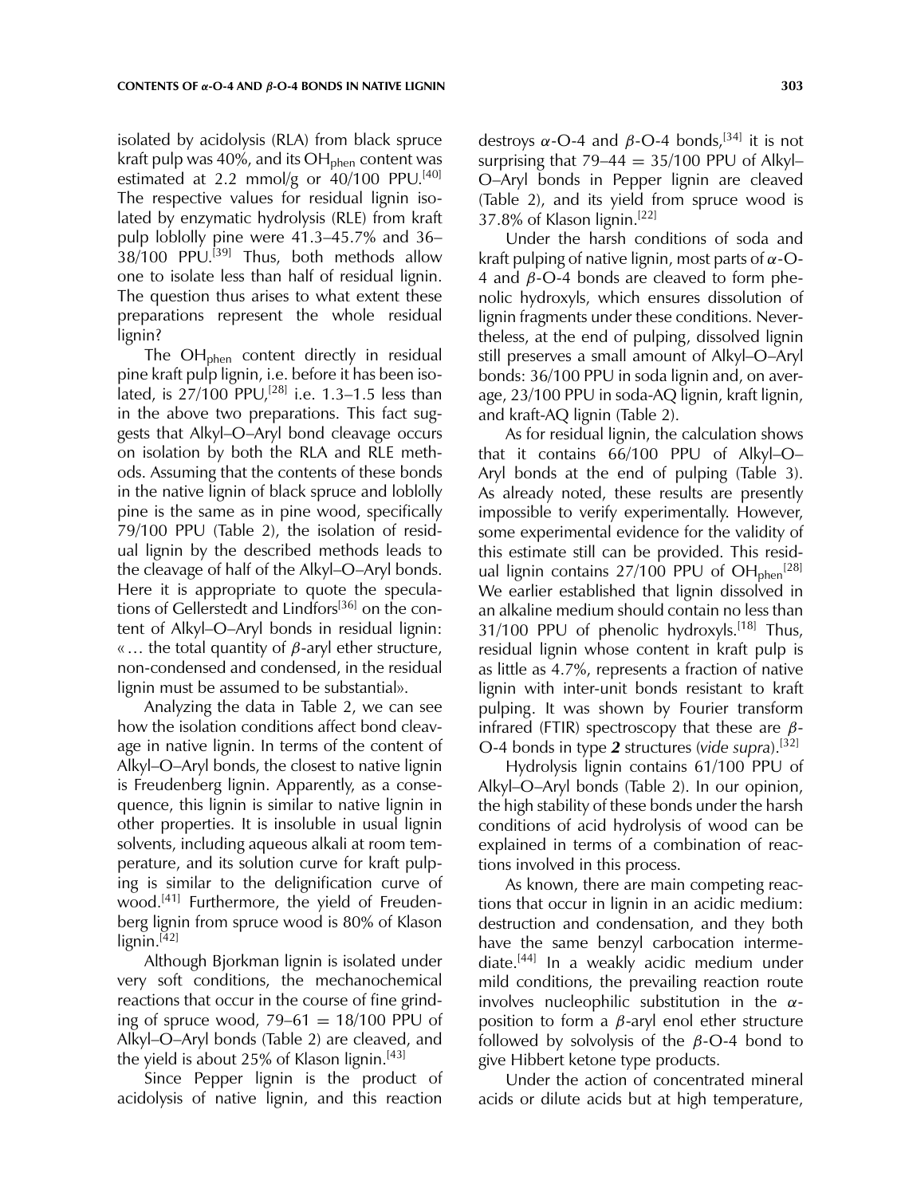isolated by acidolysis (RLA) from black spruce kraft pulp was 40%, and its $OH_{phen}$ content was estimated at 2.2 mmol/g or 40/100 PPU.[40] The respective values for residual lignin isolated by enzymatic hydrolysis (RLE) from kraft pulp loblolly pine were 41.3–45.7% and 36–38/100 PPU.[39] Thus, both methods allow one to isolate less than half of residual lignin. The question thus arises to what extent these preparations represent the whole residual lignin?

The $OH_{phen}$ content directly in residual pine kraft pulp lignin, i.e. before it has been isolated, is 27/100 PPU,[28] i.e. 1.3–1.5 less than in the above two preparations. This fact suggests that Alkyl–O–Aryl bond cleavage occurs on isolation by both the RLA and RLE methods. Assuming that the contents of these bonds in the native lignin of black spruce and loblolly pine is the same as in pine wood, specifically 79/100 PPU (Table 2), the isolation of residual lignin by the described methods leads to the cleavage of half of the Alkyl–O–Aryl bonds. Here it is appropriate to quote the speculations of Gellerstedt and Lindfors[36] on the content of Alkyl–O–Aryl bonds in residual lignin: «… the total quantity of $\beta$-aryl ether structure, non-condensed and condensed, in the residual lignin must be assumed to be substantial».

Analyzing the data in Table 2, we can see how the isolation conditions affect bond cleavage in native lignin. In terms of the content of Alkyl–O–Aryl bonds, the closest to native lignin is Freudenberg lignin. Apparently, as a consequence, this lignin is similar to native lignin in other properties. It is insoluble in usual lignin solvents, including aqueous alkali at room temperature, and its solution curve for kraft pulping is similar to the delignification curve of wood.[41] Furthermore, the yield of Freudenberg lignin from spruce wood is 80% of Klason lignin.[42]

Although Bjorkman lignin is isolated under very soft conditions, the mechanochemical reactions that occur in the course of fine grinding of spruce wood, 79–61 = 18/100 PPU of Alkyl–O–Aryl bonds (Table 2) are cleaved, and the yield is about 25% of Klason lignin.[43]

Since Pepper lignin is the product of acidolysis of native lignin, and this reaction destroys $\alpha$-O-4 and $\beta$-O-4 bonds,[34] it is not surprising that 79–44 = 35/100 PPU of Alkyl–O–Aryl bonds in Pepper lignin are cleaved (Table 2), and its yield from spruce wood is 37.8% of Klason lignin.[22]

Under the harsh conditions of soda and kraft pulping of native lignin, most parts of $\alpha$-O-4 and $\beta$-O-4 bonds are cleaved to form phenolic hydroxyls, which ensures dissolution of lignin fragments under these conditions. Nevertheless, at the end of pulping, dissolved lignin still preserves a small amount of Alkyl–O–Aryl bonds: 36/100 PPU in soda lignin and, on average, 23/100 PPU in soda-AQ lignin, kraft lignin, and kraft-AQ lignin (Table 2).

As for residual lignin, the calculation shows that it contains 66/100 PPU of Alkyl–O–Aryl bonds at the end of pulping (Table 3). As already noted, these results are presently impossible to verify experimentally. However, some experimental evidence for the validity of this estimate still can be provided. This residual lignin contains 27/100 PPU of $OH_{phen}$[28] We earlier established that lignin dissolved in an alkaline medium should contain no less than 31/100 PPU of phenolic hydroxyls.[18] Thus, residual lignin whose content in kraft pulp is as little as 4.7%, represents a fraction of native lignin with inter-unit bonds resistant to kraft pulping. It was shown by Fourier transform infrared (FTIR) spectroscopy that these are $\beta$-O-4 bonds in type ***2*** structures (*vide supra*).[32]

Hydrolysis lignin contains 61/100 PPU of Alkyl–O–Aryl bonds (Table 2). In our opinion, the high stability of these bonds under the harsh conditions of acid hydrolysis of wood can be explained in terms of a combination of reactions involved in this process.

As known, there are main competing reactions that occur in lignin in an acidic medium: destruction and condensation, and they both have the same benzyl carbocation intermediate.[44] In a weakly acidic medium under mild conditions, the prevailing reaction route involves nucleophilic substitution in the $\alpha$-position to form a $\beta$-aryl enol ether structure followed by solvolysis of the $\beta$-O-4 bond to give Hibbert ketone type products.

Under the action of concentrated mineral acids or dilute acids but at high temperature,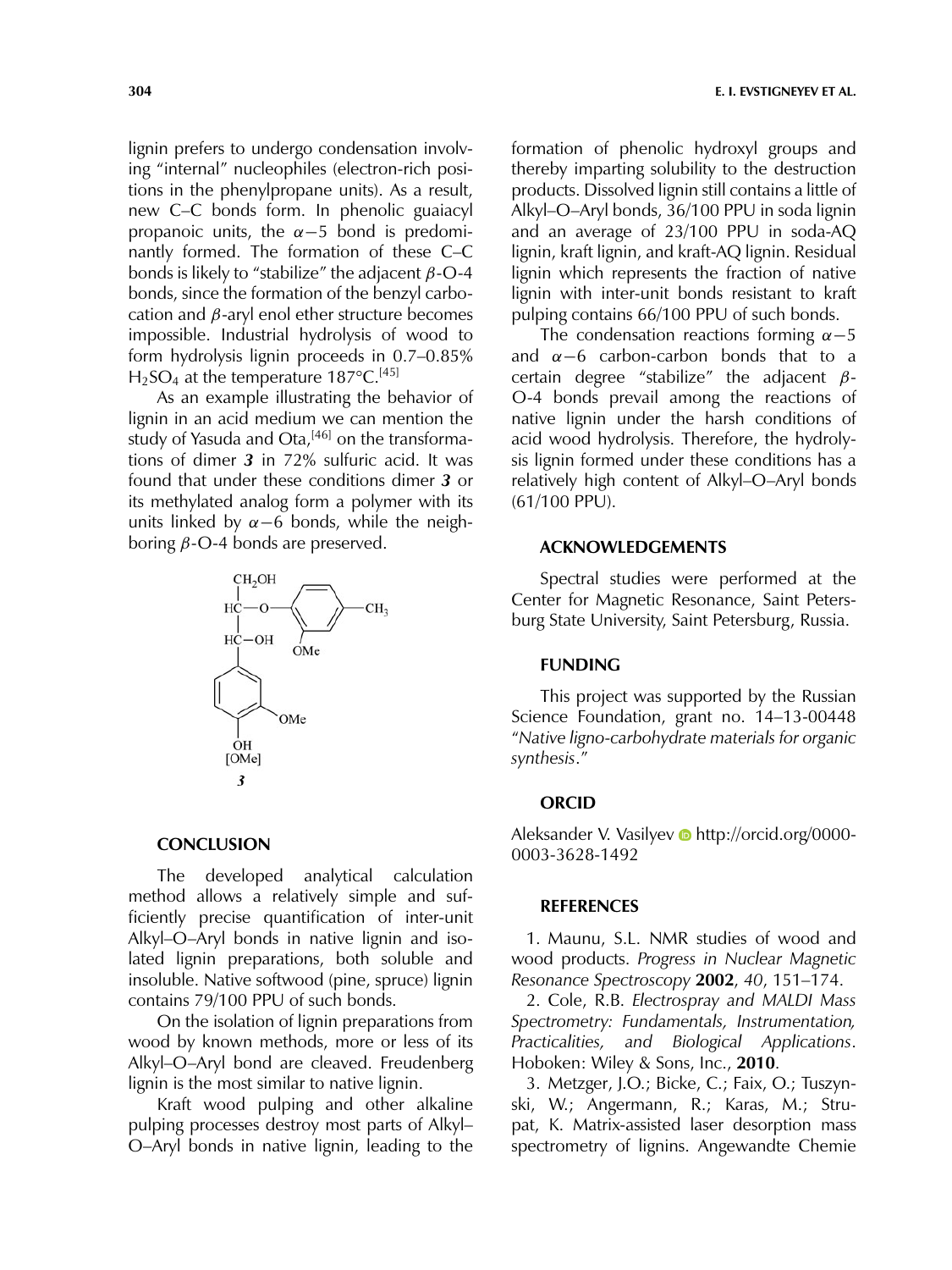lignin prefers to undergo condensation involving "internal" nucleophiles (electron-rich positions in the phenylpropane units). As a result, new C–C bonds form. In phenolic guaiacyl propanoic units, the $\alpha-5$ bond is predominantly formed. The formation of these C–C bonds is likely to "stabilize" the adjacent $\beta$-O-4 bonds, since the formation of the benzyl carbocation and $\beta$-aryl enol ether structure becomes impossible. Industrial hydrolysis of wood to form hydrolysis lignin proceeds in 0.7–0.85% $H_2SO_4$ at the temperature 187°C.[45]

As an example illustrating the behavior of lignin in an acid medium we can mention the study of Yasuda and Ota,[46] on the transformations of dimer ***3*** in 72% sulfuric acid. It was found that under these conditions dimer ***3*** or its methylated analog form a polymer with its units linked by $\alpha-6$ bonds, while the neighboring $\beta$-O-4 bonds are preserved.

***3***

## CONCLUSION

The developed analytical calculation method allows a relatively simple and sufficiently precise quantification of inter-unit Alkyl–O–Aryl bonds in native lignin and isolated lignin preparations, both soluble and insoluble. Native softwood (pine, spruce) lignin contains 79/100 PPU of such bonds.

On the isolation of lignin preparations from wood by known methods, more or less of its Alkyl–O–Aryl bond are cleaved. Freudenberg lignin is the most similar to native lignin.

Kraft wood pulping and other alkaline pulping processes destroy most parts of Alkyl–O–Aryl bonds in native lignin, leading to the formation of phenolic hydroxyl groups and thereby imparting solubility to the destruction products. Dissolved lignin still contains a little of Alkyl–O–Aryl bonds, 36/100 PPU in soda lignin and an average of 23/100 PPU in soda-AQ lignin, kraft lignin, and kraft-AQ lignin. Residual lignin which represents the fraction of native lignin with inter-unit bonds resistant to kraft pulping contains 66/100 PPU of such bonds.

The condensation reactions forming $\alpha-5$ and $\alpha-6$ carbon-carbon bonds that to a certain degree "stabilize" the adjacent $\beta$-O-4 bonds prevail among the reactions of native lignin under the harsh conditions of acid wood hydrolysis. Therefore, the hydrolysis lignin formed under these conditions has a relatively high content of Alkyl–O–Aryl bonds (61/100 PPU).

## ACKNOWLEDGEMENTS

Spectral studies were performed at the Center for Magnetic Resonance, Saint Petersburg State University, Saint Petersburg, Russia.

## FUNDING

This project was supported by the Russian Science Foundation, grant no. 14–13-00448 "*Native ligno-carbohydrate materials for organic synthesis*."

## ORCID

Aleksander V. Vasilyev http://orcid.org/0000-0003-3628-1492

## REFERENCES

1. Maunu, S.L. NMR studies of wood and wood products. *Progress in Nuclear Magnetic Resonance Spectroscopy* **2002**, *40*, 151–174.
2. Cole, R.B. *Electrospray and MALDI Mass Spectrometry: Fundamentals, Instrumentation, Practicalities, and Biological Applications*. Hoboken: Wiley & Sons, Inc., **2010**.
3. Metzger, J.O.; Bicke, C.; Faix, O.; Tuszynski, W.; Angermann, R.; Karas, M.; Strupat, K. Matrix-assisted laser desorption mass spectrometry of lignins. Angewandte Chemie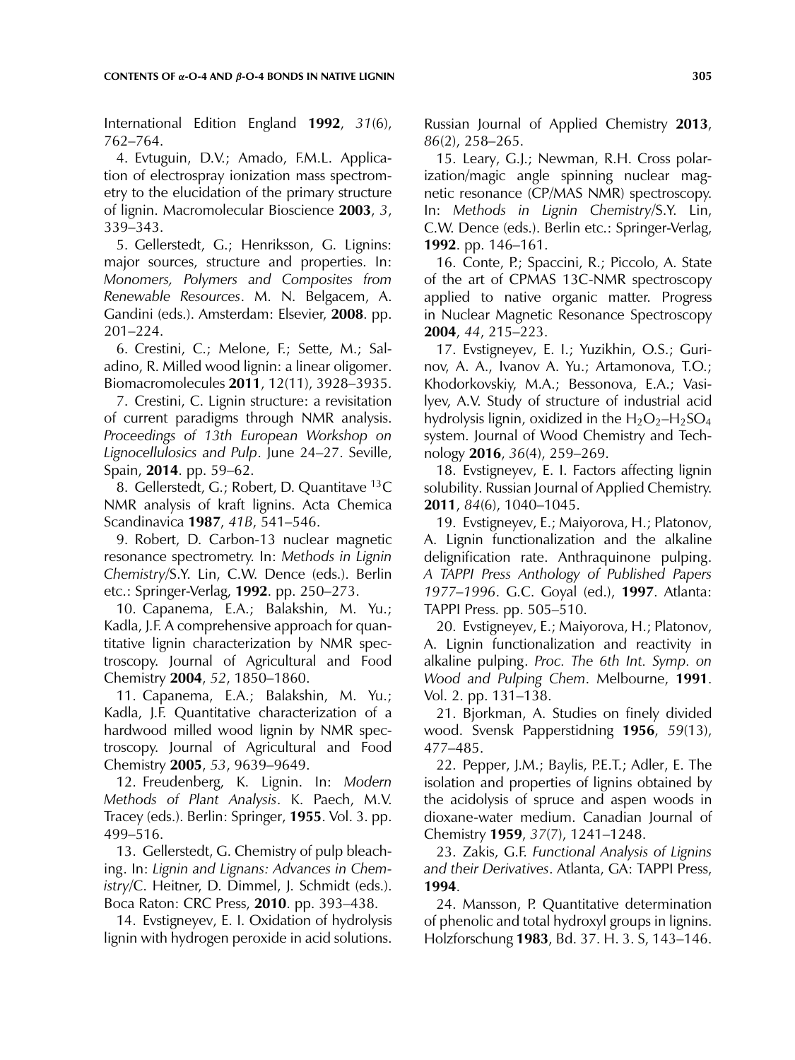International Edition England **1992**, *31*(6), 762–764.

4. Evtuguin, D.V.; Amado, F.M.L. Application of electrospray ionization mass spectrometry to the elucidation of the primary structure of lignin. Macromolecular Bioscience **2003**, *3*, 339–343.

5. Gellerstedt, G.; Henriksson, G. Lignins: major sources, structure and properties. In: *Monomers, Polymers and Composites from Renewable Resources*. M. N. Belgacem, A. Gandini (eds.). Amsterdam: Elsevier, **2008**. pp. 201–224.

6. Crestini, C.; Melone, F.; Sette, M.; Saladino, R. Milled wood lignin: a linear oligomer. Biomacromolecules **2011**, 12(11), 3928–3935.

7. Crestini, C. Lignin structure: a revisitation of current paradigms through NMR analysis. *Proceedings of 13th European Workshop on Lignocellulosics and Pulp*. June 24–27. Seville, Spain, **2014**. pp. 59–62.

8. Gellerstedt, G.; Robert, D. Quantitave $^{13}C$ NMR analysis of kraft lignins. Acta Chemica Scandinavica **1987**, *41B*, 541–546.

9. Robert, D. Carbon-13 nuclear magnetic resonance spectrometry. In: *Methods in Lignin Chemistry*/S.Y. Lin, C.W. Dence (eds.). Berlin etc.: Springer-Verlag, **1992**. pp. 250–273.

10. Capanema, E.A.; Balakshin, M. Yu.; Kadla, J.F. A comprehensive approach for quantitative lignin characterization by NMR spectroscopy. Journal of Agricultural and Food Chemistry **2004**, *52*, 1850–1860.

11. Capanema, E.A.; Balakshin, M. Yu.; Kadla, J.F. Quantitative characterization of a hardwood milled wood lignin by NMR spectroscopy. Journal of Agricultural and Food Chemistry **2005**, *53*, 9639–9649.

12. Freudenberg, K. Lignin. In: *Modern Methods of Plant Analysis*. K. Paech, M.V. Tracey (eds.). Berlin: Springer, **1955**. Vol. 3. pp. 499–516.

13. Gellerstedt, G. Chemistry of pulp bleaching. In: *Lignin and Lignans: Advances in Chemistry*/C. Heitner, D. Dimmel, J. Schmidt (eds.). Boca Raton: CRC Press, **2010**. pp. 393–438.

14. Evstigneyev, E. I. Oxidation of hydrolysis lignin with hydrogen peroxide in acid solutions. Russian Journal of Applied Chemistry **2013**, *86*(2), 258–265.

15. Leary, G.J.; Newman, R.H. Cross polarization/magic angle spinning nuclear magnetic resonance (CP/MAS NMR) spectroscopy. In: *Methods in Lignin Chemistry*/S.Y. Lin, C.W. Dence (eds.). Berlin etc.: Springer-Verlag, **1992**. pp. 146–161.

16. Conte, P.; Spaccini, R.; Piccolo, A. State of the art of CPMAS 13C-NMR spectroscopy applied to native organic matter. Progress in Nuclear Magnetic Resonance Spectroscopy **2004**, *44*, 215–223.

17. Evstigneyev, E. I.; Yuzikhin, O.S.; Gurinov, A. A., Ivanov A. Yu.; Artamonova, T.O.; Khodorkovskiy, M.A.; Bessonova, E.A.; Vasilyev, A.V. Study of structure of industrial acid hydrolysis lignin, oxidized in the $H_2O_2$–$H_2SO_4$ system. Journal of Wood Chemistry and Technology **2016**, *36*(4), 259–269.

18. Evstigneyev, E. I. Factors affecting lignin solubility. Russian Journal of Applied Chemistry. **2011**, *84*(6), 1040–1045.

19. Evstigneyev, E.; Maiyorova, H.; Platonov, A. Lignin functionalization and the alkaline delignification rate. Anthraquinone pulping. *A TAPPI Press Anthology of Published Papers 1977–1996*. G.C. Goyal (ed.), **1997**. Atlanta: TAPPI Press. pp. 505–510.

20. Evstigneyev, E.; Maiyorova, H.; Platonov, A. Lignin functionalization and reactivity in alkaline pulping. *Proc. The 6th Int. Symp. on Wood and Pulping Chem*. Melbourne, **1991**. Vol. 2. pp. 131–138.

21. Bjorkman, A. Studies on finely divided wood. Svensk Papperstidning **1956**, *59*(13), 477–485.

22. Pepper, J.M.; Baylis, P.E.T.; Adler, E. The isolation and properties of lignins obtained by the acidolysis of spruce and aspen woods in dioxane-water medium. Canadian Journal of Chemistry **1959**, *37*(7), 1241–1248.

23. Zakis, G.F. *Functional Analysis of Lignins and their Derivatives*. Atlanta, GA: TAPPI Press, **1994**.

24. Mansson, P. Quantitative determination of phenolic and total hydroxyl groups in lignins. Holzforschung **1983**, Bd. 37. H. 3. S, 143–146.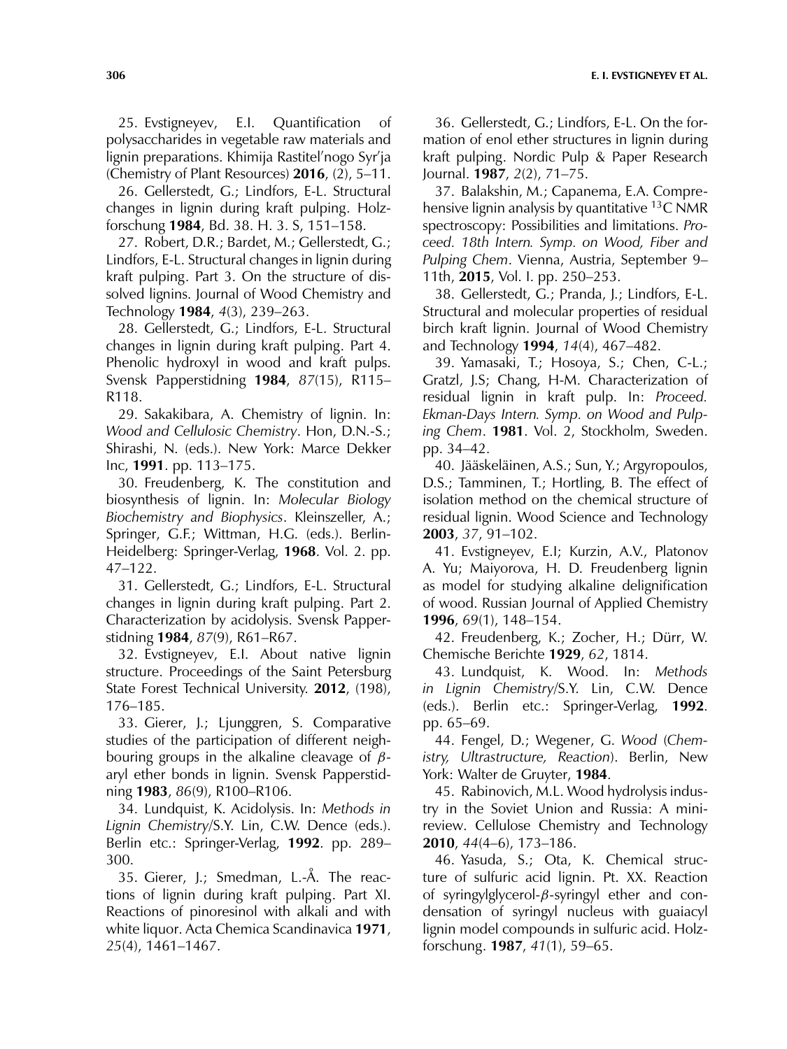25. Evstigneyev, E.I. Quantification of polysaccharides in vegetable raw materials and lignin preparations. Khimija Rastitel'nogo Syr'ja (Chemistry of Plant Resources) **2016**, (2), 5–11.

26. Gellerstedt, G.; Lindfors, E-L. Structural changes in lignin during kraft pulping. Holzforschung **1984**, Bd. 38. H. 3. S, 151–158.

27. Robert, D.R.; Bardet, M.; Gellerstedt, G.; Lindfors, E-L. Structural changes in lignin during kraft pulping. Part 3. On the structure of dissolved lignins. Journal of Wood Chemistry and Technology **1984**, *4*(3), 239–263.

28. Gellerstedt, G.; Lindfors, E-L. Structural changes in lignin during kraft pulping. Part 4. Phenolic hydroxyl in wood and kraft pulps. Svensk Papperstidning **1984**, *87*(15), R115–R118.

29. Sakakibara, A. Chemistry of lignin. In: *Wood and Cellulosic Chemistry*. Hon, D.N.-S.; Shirashi, N. (eds.). New York: Marce Dekker Inc, **1991**. pp. 113–175.

30. Freudenberg, K. The constitution and biosynthesis of lignin. In: *Molecular Biology Biochemistry and Biophysics*. Kleinszeller, A.; Springer, G.F.; Wittman, H.G. (eds.). Berlin-Heidelberg: Springer-Verlag, **1968**. Vol. 2. pp. 47–122.

31. Gellerstedt, G.; Lindfors, E-L. Structural changes in lignin during kraft pulping. Part 2. Characterization by acidolysis. Svensk Papperstidning **1984**, *87*(9), R61–R67.

32. Evstigneyev, E.I. About native lignin structure. Proceedings of the Saint Petersburg State Forest Technical University. **2012**, (198), 176–185.

33. Gierer, J.; Ljunggren, S. Comparative studies of the participation of different neighbouring groups in the alkaline cleavage of $\beta$-aryl ether bonds in lignin. Svensk Papperstidning **1983**, *86*(9), R100–R106.

34. Lundquist, K. Acidolysis. In: *Methods in Lignin Chemistry*/S.Y. Lin, C.W. Dence (eds.). Berlin etc.: Springer-Verlag, **1992**. pp. 289–300.

35. Gierer, J.; Smedman, L.-Å. The reactions of lignin during kraft pulping. Part XI. Reactions of pinoresinol with alkali and with white liquor. Acta Chemica Scandinavica **1971**, *25*(4), 1461–1467.

36. Gellerstedt, G.; Lindfors, E-L. On the formation of enol ether structures in lignin during kraft pulping. Nordic Pulp & Paper Research Journal. **1987**, *2*(2), 71–75.

37. Balakshin, M.; Capanema, E.A. Comprehensive lignin analysis by quantitative $^{13}$C NMR spectroscopy: Possibilities and limitations. *Proceed. 18th Intern. Symp. on Wood, Fiber and Pulping Chem*. Vienna, Austria, September 9–11th, **2015**, Vol. I. pp. 250–253.

38. Gellerstedt, G.; Pranda, J.; Lindfors, E-L. Structural and molecular properties of residual birch kraft lignin. Journal of Wood Chemistry and Technology **1994**, *14*(4), 467–482.

39. Yamasaki, T.; Hosoya, S.; Chen, C-L.; Gratzl, J.S; Chang, H-M. Characterization of residual lignin in kraft pulp. In: *Proceed. Ekman-Days Intern. Symp. on Wood and Pulping Chem*. **1981**. Vol. 2, Stockholm, Sweden. pp. 34–42.

40. Jääskeläinen, A.S.; Sun, Y.; Argyropoulos, D.S.; Tamminen, T.; Hortling, B. The effect of isolation method on the chemical structure of residual lignin. Wood Science and Technology **2003**, *37*, 91–102.

41. Evstigneyev, E.I; Kurzin, A.V., Platonov A. Yu; Maiyorova, H. D. Freudenberg lignin as model for studying alkaline delignification of wood. Russian Journal of Applied Chemistry **1996**, *69*(1), 148–154.

42. Freudenberg, K.; Zocher, H.; Dürr, W. Chemische Berichte **1929**, *62*, 1814.

43. Lundquist, K. Wood. In: *Methods in Lignin Chemistry*/S.Y. Lin, C.W. Dence (eds.). Berlin etc.: Springer-Verlag, **1992**. pp. 65–69.

44. Fengel, D.; Wegener, G. *Wood* (*Chemistry, Ultrastructure, Reaction*). Berlin, New York: Walter de Gruyter, **1984**.

45. Rabinovich, M.L. Wood hydrolysis industry in the Soviet Union and Russia: A mini-review. Cellulose Chemistry and Technology **2010**, *44*(4–6), 173–186.

46. Yasuda, S.; Ota, K. Chemical structure of sulfuric acid lignin. Pt. XX. Reaction of syringylglycerol-$\beta$-syringyl ether and condensation of syringyl nucleus with guaiacyl lignin model compounds in sulfuric acid. Holzforschung. **1987**, *41*(1), 59–65.